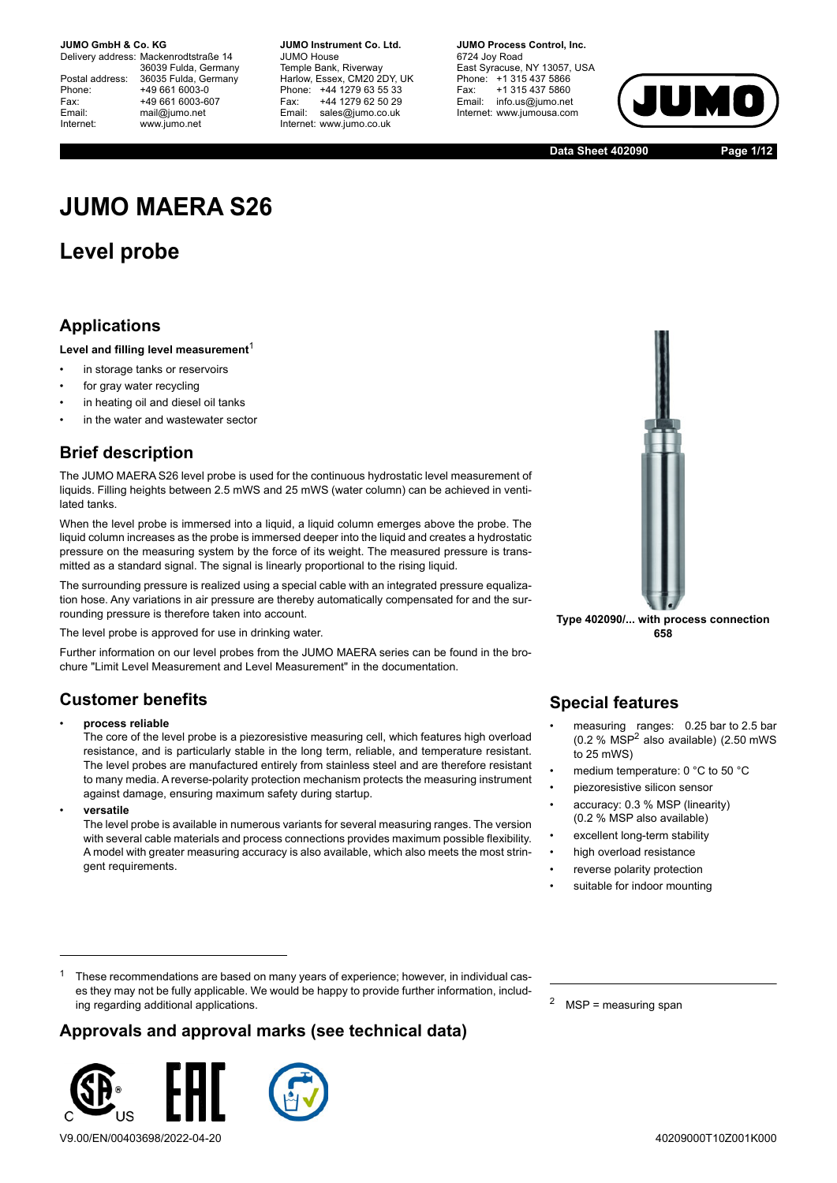**JUMO GmbH & Co. KG**
Delivery address: Mackenrodtstraße 14
36039 Fulda, Germany
Postal address: 36035 Fulda, Germany
Phone: +49 661 6003-0
Fax: +49 661 6003-607
Email: mail@jumo.net
Internet: www.jumo.net

**JUMO Instrument Co. Ltd.**
JUMO House
Temple Bank, Riverway
Harlow, Essex, CM20 2DY, UK
Phone: +44 1279 63 55 33
Fax: +44 1279 62 50 29
Email: sales@jumo.co.uk
Internet: www.jumo.co.uk

**JUMO Process Control, Inc.**
6724 Joy Road
East Syracuse, NY 13057, USA
Phone: +1 315 437 5866
Fax: +1 315 437 5860
Email: info.us@jumo.net
Internet: www.jumousa.com

**Data Sheet 402090**

# JUMO MAERA S26

## Level probe

## Applications

**Level and filling level measurement**[1]

- in storage tanks or reservoirs
- for gray water recycling
- in heating oil and diesel oil tanks
- in the water and wastewater sector

## Brief description

The JUMO MAERA S26 level probe is used for the continuous hydrostatic level measurement of liquids. Filling heights between 2.5 mWS and 25 mWS (water column) can be achieved in ventilated tanks.

When the level probe is immersed into a liquid, a liquid column emerges above the probe. The liquid column increases as the probe is immersed deeper into the liquid and creates a hydrostatic pressure on the measuring system by the force of its weight. The measured pressure is transmitted as a standard signal. The signal is linearly proportional to the rising liquid.

The surrounding pressure is realized using a special cable with an integrated pressure equalization hose. Any variations in air pressure are thereby automatically compensated for and the surrounding pressure is therefore taken into account.

The level probe is approved for use in drinking water.

Further information on our level probes from the JUMO MAERA series can be found in the brochure "Limit Level Measurement and Level Measurement" in the documentation.

Type 402090/... with process connection 658

## Customer benefits

- **process reliable**
  The core of the level probe is a piezoresistive measuring cell, which features high overload resistance, and is particularly stable in the long term, reliable, and temperature resistant. The level probes are manufactured entirely from stainless steel and are therefore resistant to many media. A reverse-polarity protection mechanism protects the measuring instrument against damage, ensuring maximum safety during startup.
- **versatile**
  The level probe is available in numerous variants for several measuring ranges. The version with several cable materials and process connections provides maximum possible flexibility. A model with greater measuring accuracy is also available, which also meets the most stringent requirements.

## Special features

- measuring ranges: 0.25 bar to 2.5 bar (0.2 % MSP[2] also available) (2.50 mWS to 25 mWS)
- medium temperature: 0 °C to 50 °C
- piezoresistive silicon sensor
- accuracy: 0.3 % MSP (linearity) (0.2 % MSP also available)
- excellent long-term stability
- high overload resistance
- reverse polarity protection
- suitable for indoor mounting

[1] These recommendations are based on many years of experience; however, in individual cases they may not be fully applicable. We would be happy to provide further information, including regarding additional applications.

[2] MSP = measuring span

## Approvals and approval marks (see technical data)

V9.00/EN/00403698/2022-04-20 40209000T10Z001K000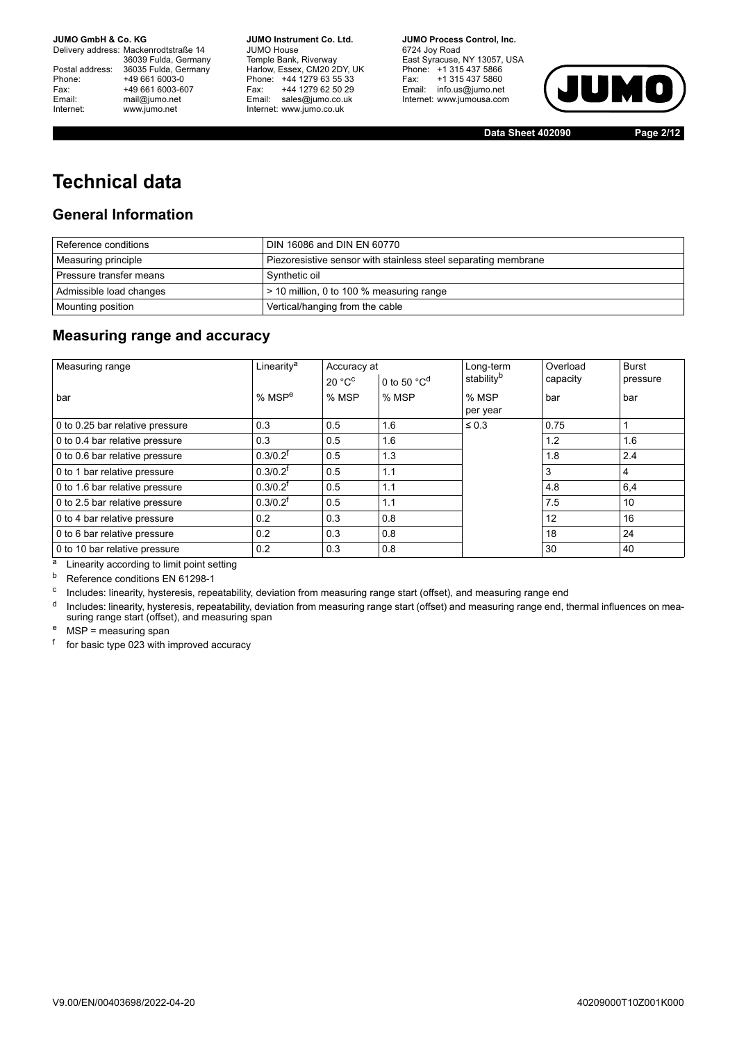# Technical data

## General Information

| Reference conditions | DIN 16086 and DIN EN 60770 |
|---|---|
| Measuring principle | Piezoresistive sensor with stainless steel separating membrane |
| Pressure transfer means | Synthetic oil |
| Admissible load changes | > 10 million, 0 to 100 % measuring range |
| Mounting position | Vertical/hanging from the cable |

## Measuring range and accuracy

| Measuring range | Linearity[a] | Accuracy at | | Long-term stability[b] | Overload capacity | Burst pressure |
|---|---|---|---|---|---|---|
| | | 20 °C[c] | 0 to 50 °C[d] | | | |
| bar | % MSP[e] | % MSP | % MSP | % MSP per year | bar | bar |
| 0 to 0.25 bar relative pressure | 0.3 | 0.5 | 1.6 | ≤ 0.3 | 0.75 | 1 |
| 0 to 0.4 bar relative pressure | 0.3 | 0.5 | 1.6 | | 1.2 | 1.6 |
| 0 to 0.6 bar relative pressure | 0.3/0.2[f] | 0.5 | 1.3 | | 1.8 | 2.4 |
| 0 to 1 bar relative pressure | 0.3/0.2[f] | 0.5 | 1.1 | | 3 | 4 |
| 0 to 1.6 bar relative pressure | 0.3/0.2[f] | 0.5 | 1.1 | | 4.8 | 6,4 |
| 0 to 2.5 bar relative pressure | 0.3/0.2[f] | 0.5 | 1.1 | | 7.5 | 10 |
| 0 to 4 bar relative pressure | 0.2 | 0.3 | 0.8 | | 12 | 16 |
| 0 to 6 bar relative pressure | 0.2 | 0.3 | 0.8 | | 18 | 24 |
| 0 to 10 bar relative pressure | 0.2 | 0.3 | 0.8 | | 30 | 40 |

[a] Linearity according to limit point setting

[b] Reference conditions EN 61298-1

[c] Includes: linearity, hysteresis, repeatability, deviation from measuring range start (offset), and measuring range end

[d] Includes: linearity, hysteresis, repeatability, deviation from measuring range start (offset) and measuring range end, thermal influences on measuring range start (offset), and measuring span

[e] MSP = measuring span

[f] for basic type 023 with improved accuracy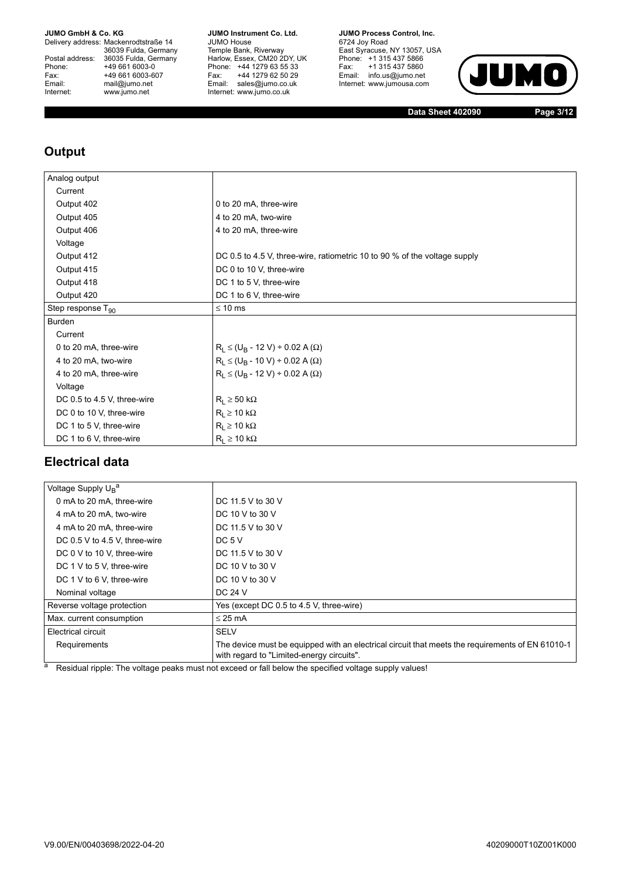## Output

| Analog output | |
|---|---|
| Current | |
| Output 402 | 0 to 20 mA, three-wire |
| Output 405 | 4 to 20 mA, two-wire |
| Output 406 | 4 to 20 mA, three-wire |
| Voltage | |
| Output 412 | DC 0.5 to 4.5 V, three-wire, ratiometric 10 to 90 % of the voltage supply |
| Output 415 | DC 0 to 10 V, three-wire |
| Output 418 | DC 1 to 5 V, three-wire |
| Output 420 | DC 1 to 6 V, three-wire |
| Step response $T_{90}$ | ≤ 10 ms |
| Burden | |
| Current | |
| 0 to 20 mA, three-wire | $R_L \leq (U_B - 12\ V) \div 0.02\ A\ (\Omega)$ |
| 4 to 20 mA, two-wire | $R_L \leq (U_B - 10\ V) \div 0.02\ A\ (\Omega)$ |
| 4 to 20 mA, three-wire | $R_L \leq (U_B - 12\ V) \div 0.02\ A\ (\Omega)$ |
| Voltage | |
| DC 0.5 to 4.5 V, three-wire | $R_L \geq 50\ k\Omega$ |
| DC 0 to 10 V, three-wire | $R_L \geq 10\ k\Omega$ |
| DC 1 to 5 V, three-wire | $R_L \geq 10\ k\Omega$ |
| DC 1 to 6 V, three-wire | $R_L \geq 10\ k\Omega$ |

## Electrical data

| Voltage Supply $U_B$[a] | |
|---|---|
| 0 mA to 20 mA, three-wire | DC 11.5 V to 30 V |
| 4 mA to 20 mA, two-wire | DC 10 V to 30 V |
| 4 mA to 20 mA, three-wire | DC 11.5 V to 30 V |
| DC 0.5 V to 4.5 V, three-wire | DC 5 V |
| DC 0 V to 10 V, three-wire | DC 11.5 V to 30 V |
| DC 1 V to 5 V, three-wire | DC 10 V to 30 V |
| DC 1 V to 6 V, three-wire | DC 10 V to 30 V |
| Nominal voltage | DC 24 V |
| Reverse voltage protection | Yes (except DC 0.5 to 4.5 V, three-wire) |
| Max. current consumption | ≤ 25 mA |
| Electrical circuit | SELV |
| Requirements | The device must be equipped with an electrical circuit that meets the requirements of EN 61010-1 with regard to "Limited-energy circuits". |

[a] Residual ripple: The voltage peaks must not exceed or fall below the specified voltage supply values!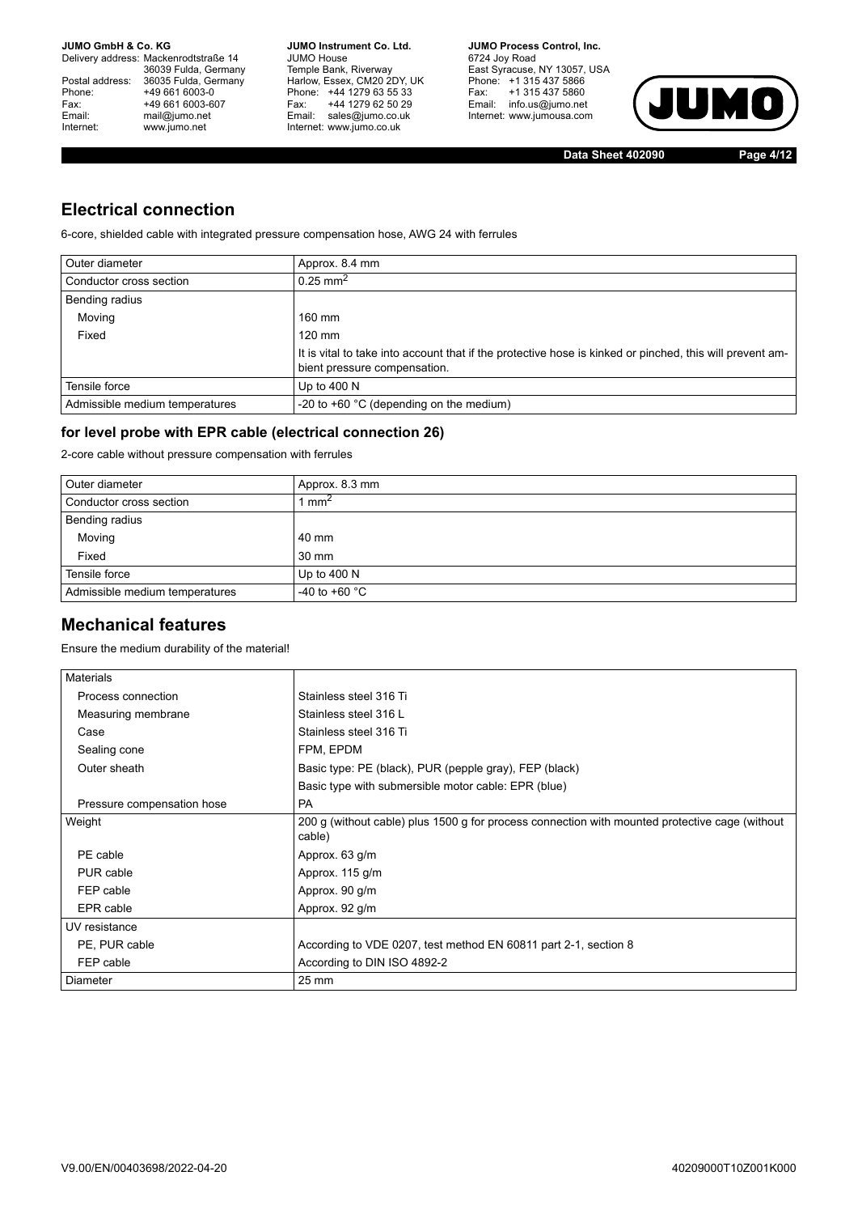## Electrical connection

6-core, shielded cable with integrated pressure compensation hose, AWG 24 with ferrules

| Outer diameter | Approx. 8.4 mm |
|---|---|
| Conductor cross section | 0.25 mm$^2$ |
| Bending radius | |
| Moving | 160 mm |
| Fixed | 120 mm |
| | It is vital to take into account that if the protective hose is kinked or pinched, this will prevent ambient pressure compensation. |
| Tensile force | Up to 400 N |
| Admissible medium temperatures | -20 to +60 °C (depending on the medium) |

### for level probe with EPR cable (electrical connection 26)

2-core cable without pressure compensation with ferrules

| Outer diameter | Approx. 8.3 mm |
|---|---|
| Conductor cross section | 1 mm$^2$ |
| Bending radius | |
| Moving | 40 mm |
| Fixed | 30 mm |
| Tensile force | Up to 400 N |
| Admissible medium temperatures | -40 to +60 °C |

## Mechanical features

Ensure the medium durability of the material!

| Materials | |
|---|---|
| Process connection | Stainless steel 316 Ti |
| Measuring membrane | Stainless steel 316 L |
| Case | Stainless steel 316 Ti |
| Sealing cone | FPM, EPDM |
| Outer sheath | Basic type: PE (black), PUR (pepple gray), FEP (black) |
| | Basic type with submersible motor cable: EPR (blue) |
| Pressure compensation hose | PA |
| Weight | 200 g (without cable) plus 1500 g for process connection with mounted protective cage (without cable) |
| PE cable | Approx. 63 g/m |
| PUR cable | Approx. 115 g/m |
| FEP cable | Approx. 90 g/m |
| EPR cable | Approx. 92 g/m |
| UV resistance | |
| PE, PUR cable | According to VDE 0207, test method EN 60811 part 2-1, section 8 |
| FEP cable | According to DIN ISO 4892-2 |
| Diameter | 25 mm |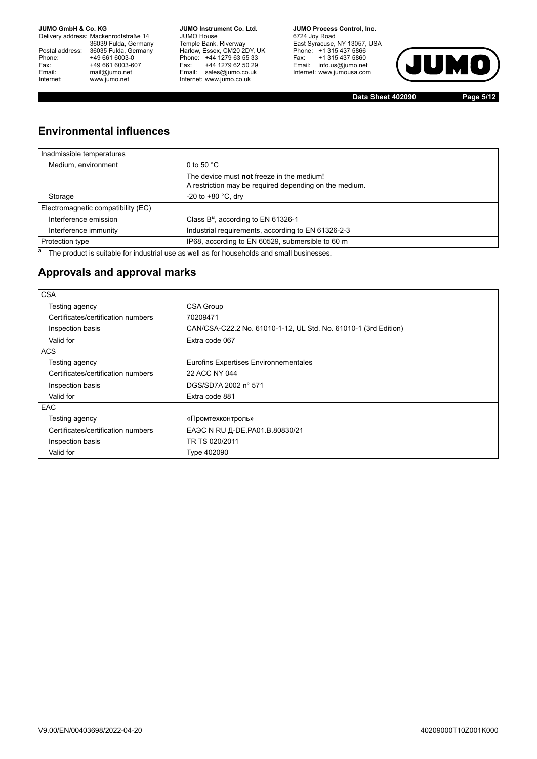## Environmental influences

| Inadmissible temperatures | |
|---|---|
| Medium, environment | 0 to 50 °C |
| | The device must **not** freeze in the medium! A restriction may be required depending on the medium. |
| Storage | -20 to +80 °C, dry |
| Electromagnetic compatibility (EC) | |
| Interference emission | Class B[a], according to EN 61326-1 |
| Interference immunity | Industrial requirements, according to EN 61326-2-3 |
| Protection type | IP68, according to EN 60529, submersible to 60 m |

[a] The product is suitable for industrial use as well as for households and small businesses.

## Approvals and approval marks

| CSA | |
|---|---|
| Testing agency | CSA Group |
| Certificates/certification numbers | 70209471 |
| Inspection basis | CAN/CSA-C22.2 No. 61010-1-12, UL Std. No. 61010-1 (3rd Edition) |
| Valid for | Extra code 067 |
| ACS | |
| Testing agency | Eurofins Expertises Environnementales |
| Certificates/certification numbers | 22 ACC NY 044 |
| Inspection basis | DGS/SD7A 2002 n° 571 |
| Valid for | Extra code 881 |
| EAC | |
| Testing agency | «Промтехконтроль» |
| Certificates/certification numbers | ЕАЭС N RU Д-DE.PA01.B.80830/21 |
| Inspection basis | TR TS 020/2011 |
| Valid for | Type 402090 |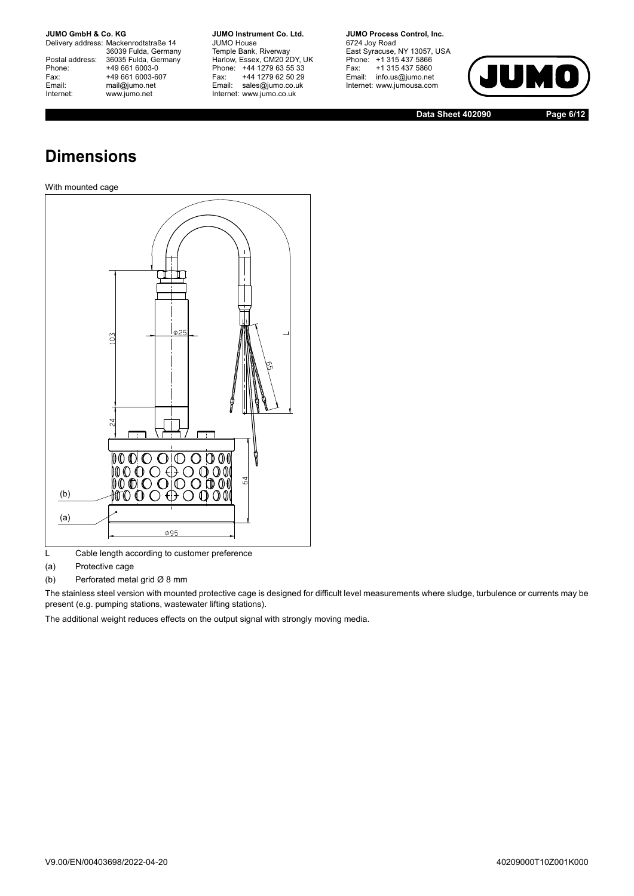# Dimensions

With mounted cage

L Cable length according to customer preference

(a) Protective cage

(b) Perforated metal grid Ø 8 mm

The stainless steel version with mounted protective cage is designed for difficult level measurements where sludge, turbulence or currents may be present (e.g. pumping stations, wastewater lifting stations).

The additional weight reduces effects on the output signal with strongly moving media.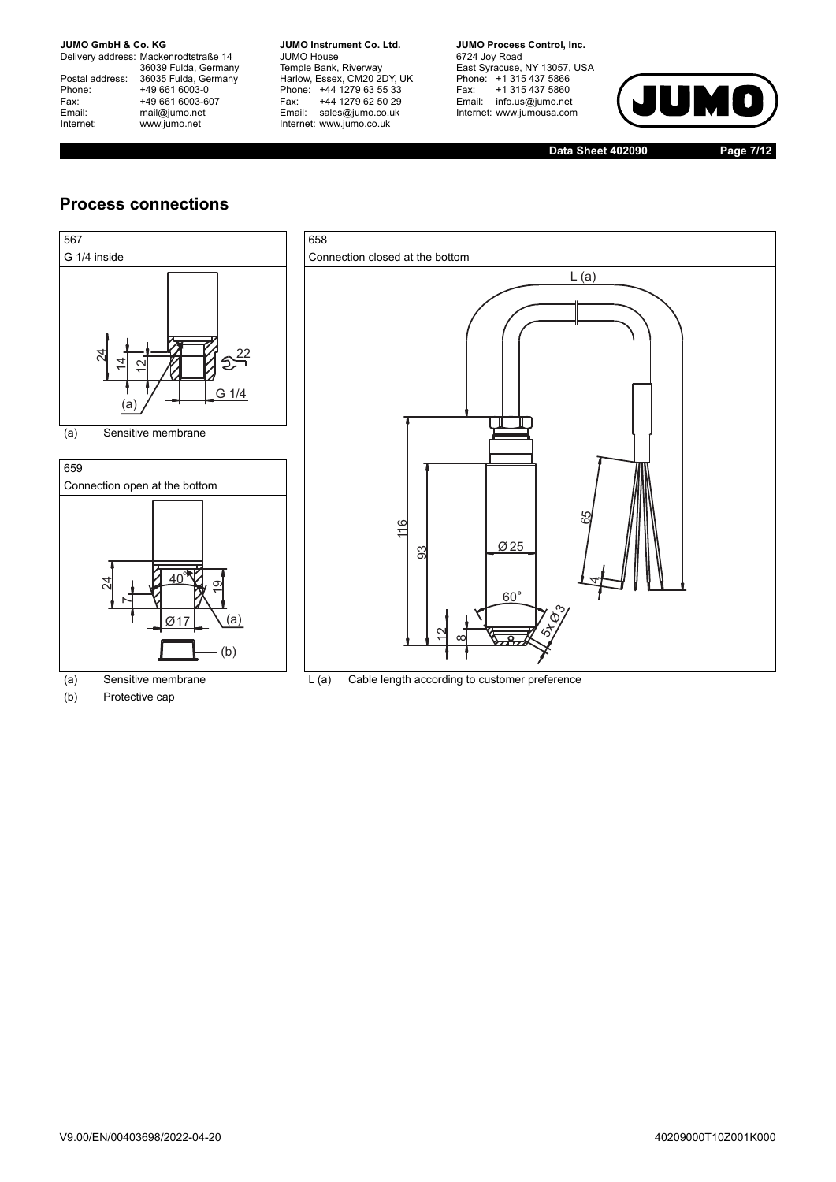## Process connections

567

G 1/4 inside

(a) Sensitive membrane

659

Connection open at the bottom

(a) Sensitive membrane

(b) Protective cap

658

Connection closed at the bottom

L (a) Cable length according to customer preference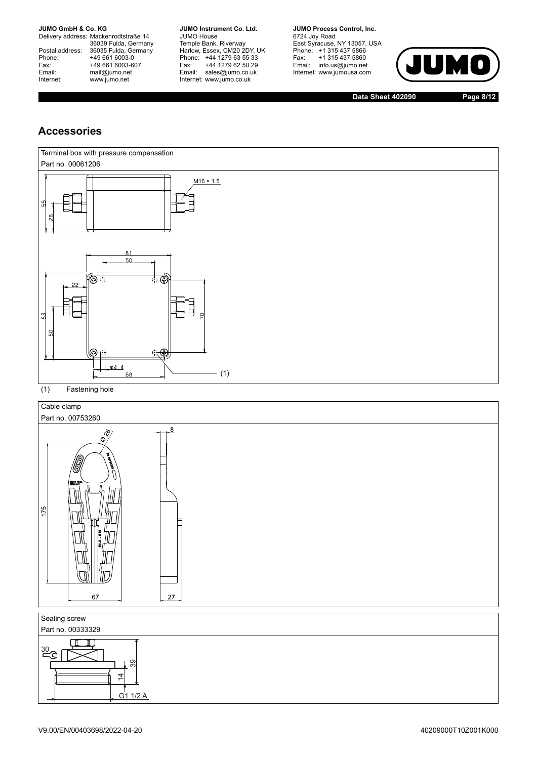## Accessories

| Terminal box with pressure compensation |
|---|
| Part no. 00061206 |

(1) Fastening hole

| Cable clamp |
|---|
| Part no. 00753260 |

| Sealing screw |
|---|
| Part no. 00333329 |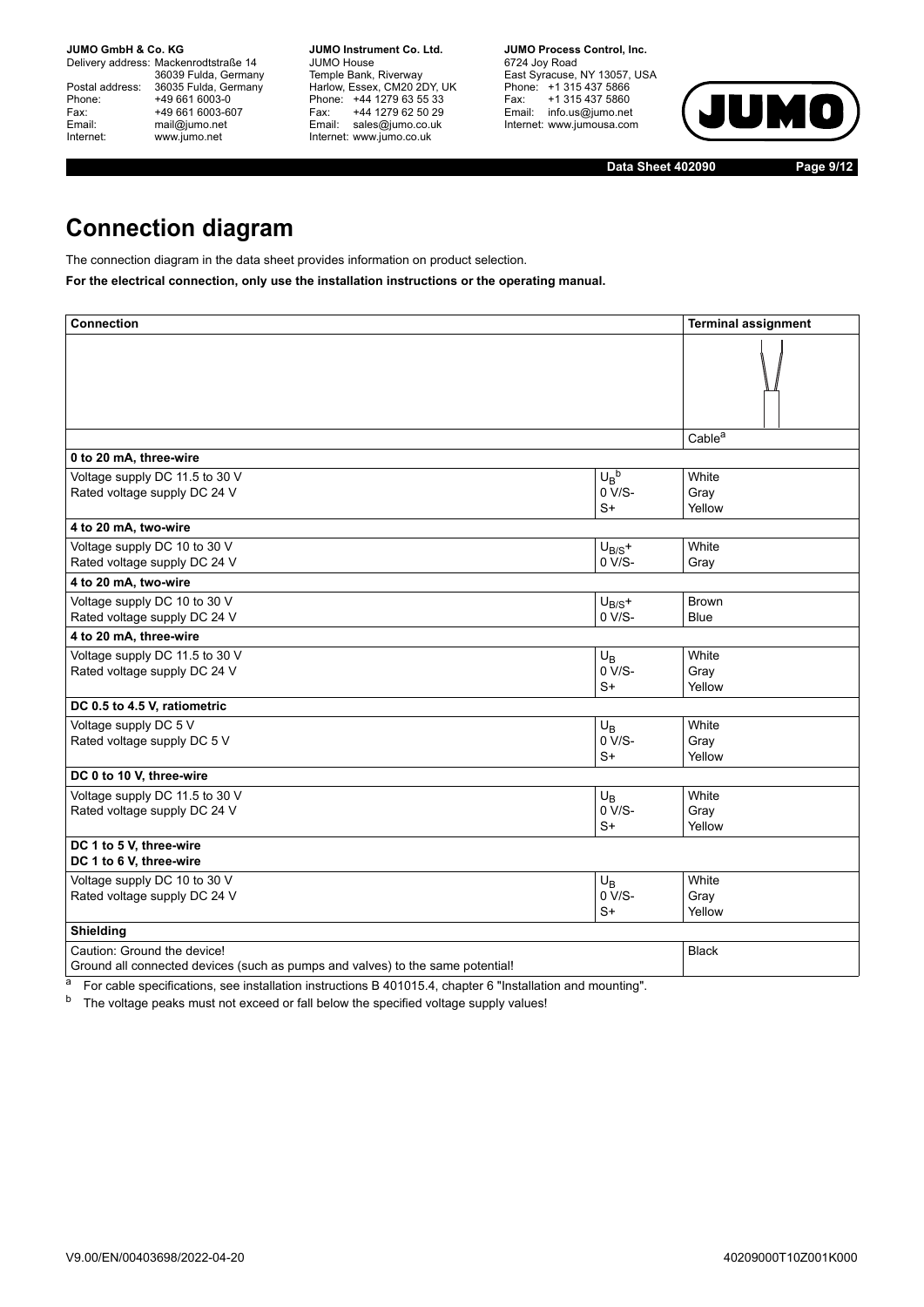# Connection diagram

The connection diagram in the data sheet provides information on product selection.

**For the electrical connection, only use the installation instructions or the operating manual.**

| Connection | | Terminal assignment |
|---|---|---|
| | | Cable[a] |
| **0 to 20 mA, three-wire** | | |
| Voltage supply DC 11.5 to 30 V<br>Rated voltage supply DC 24 V | $U_B$[b]<br>0 V/S-<br>S+ | White<br>Gray<br>Yellow |
| **4 to 20 mA, two-wire** | | |
| Voltage supply DC 10 to 30 V<br>Rated voltage supply DC 24 V | $U_{B/S}$+<br>0 V/S- | White<br>Gray |
| **4 to 20 mA, two-wire** | | |
| Voltage supply DC 10 to 30 V<br>Rated voltage supply DC 24 V | $U_{B/S}$+<br>0 V/S- | Brown<br>Blue |
| **4 to 20 mA, three-wire** | | |
| Voltage supply DC 11.5 to 30 V<br>Rated voltage supply DC 24 V | $U_B$<br>0 V/S-<br>S+ | White<br>Gray<br>Yellow |
| **DC 0.5 to 4.5 V, ratiometric** | | |
| Voltage supply DC 5 V<br>Rated voltage supply DC 5 V | $U_B$<br>0 V/S-<br>S+ | White<br>Gray<br>Yellow |
| **DC 0 to 10 V, three-wire** | | |
| Voltage supply DC 11.5 to 30 V<br>Rated voltage supply DC 24 V | $U_B$<br>0 V/S-<br>S+ | White<br>Gray<br>Yellow |
| **DC 1 to 5 V, three-wire**<br>**DC 1 to 6 V, three-wire** | | |
| Voltage supply DC 10 to 30 V<br>Rated voltage supply DC 24 V | $U_B$<br>0 V/S-<br>S+ | White<br>Gray<br>Yellow |
| **Shielding** | | |
| Caution: Ground the device!<br>Ground all connected devices (such as pumps and valves) to the same potential! | | Black |

[a] For cable specifications, see installation instructions B 401015.4, chapter 6 "Installation and mounting".

[b] The voltage peaks must not exceed or fall below the specified voltage supply values!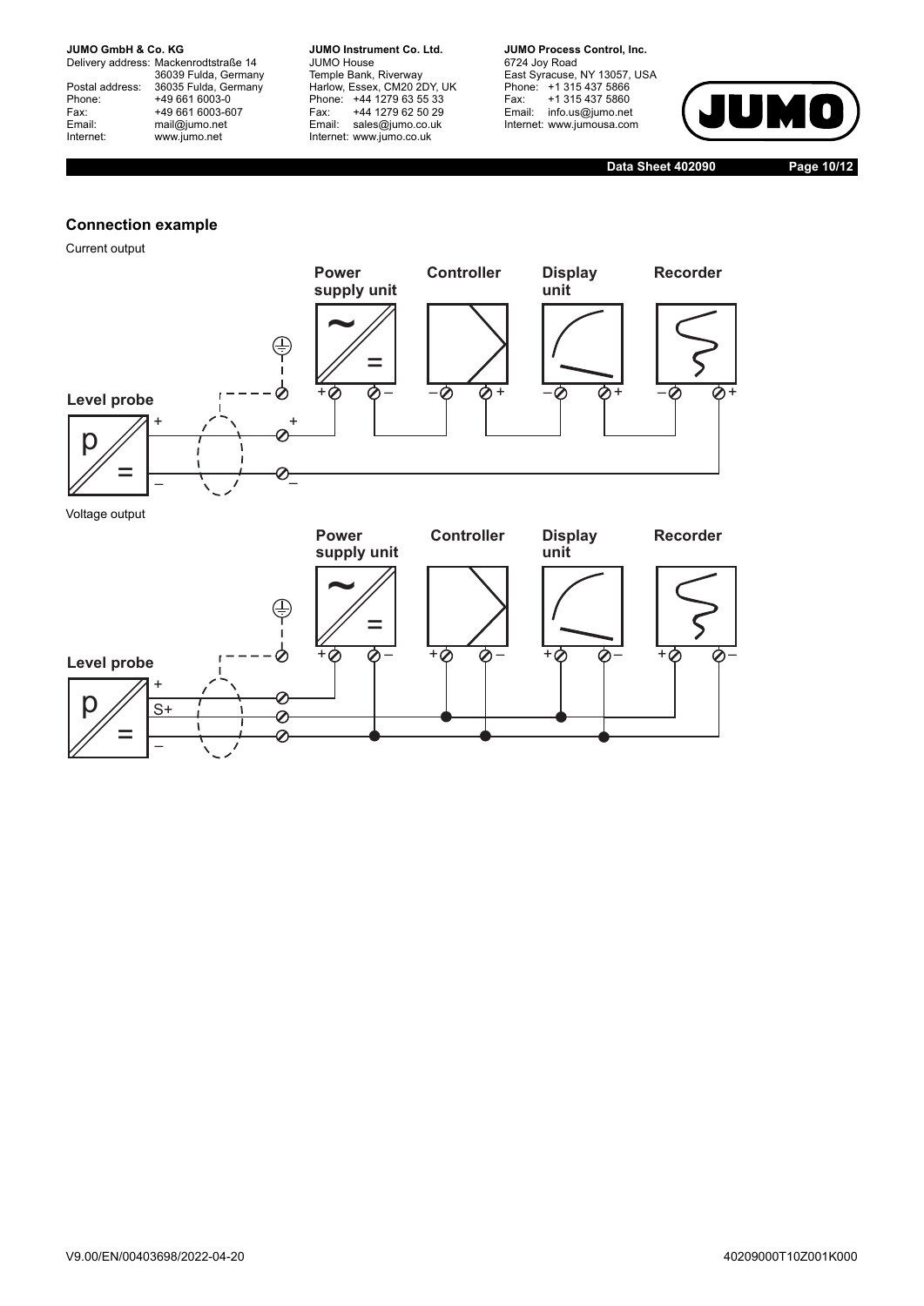## Connection example

Current output

Power supply unit

Controller

Display unit

Recorder

Level probe

Voltage output

Power supply unit

Controller

Display unit

Recorder

Level probe

V9.00/EN/00403698/2022-04-20

40209000T10Z001K000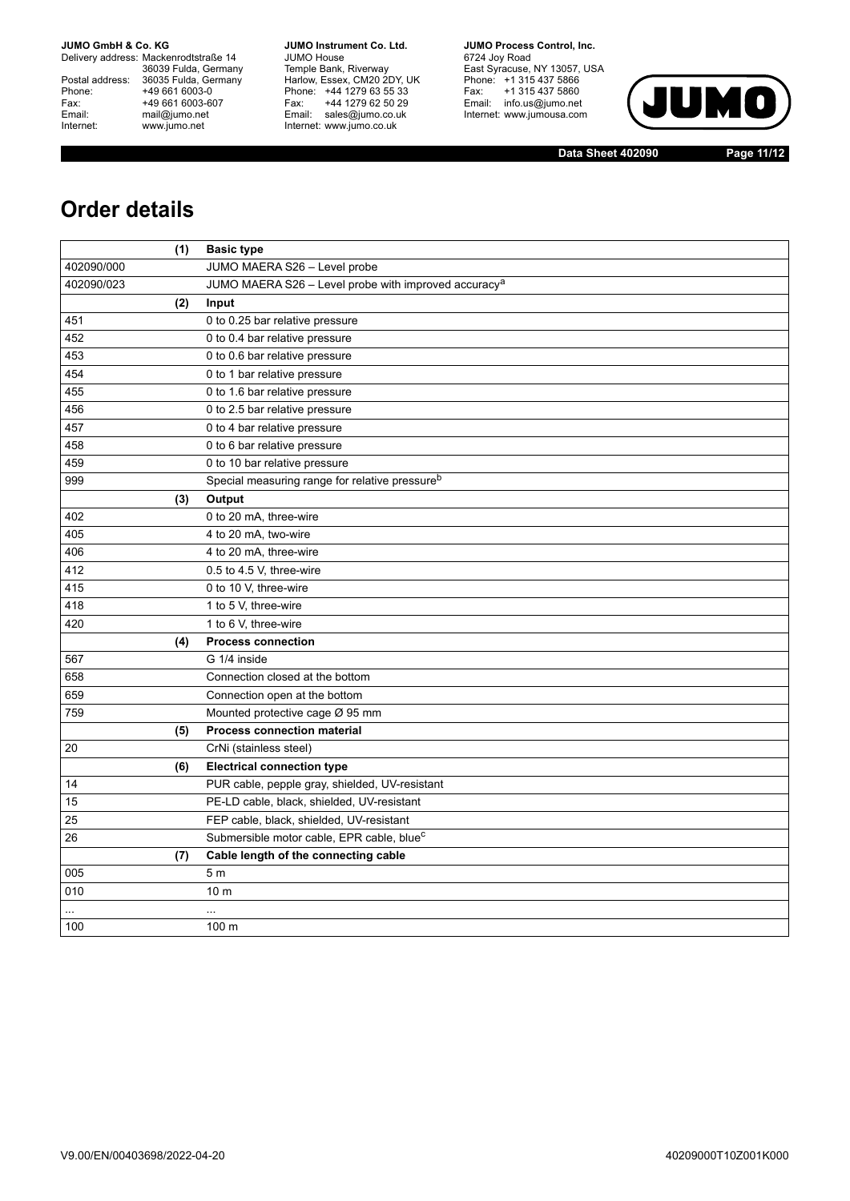# Order details

| (1) | Basic type |
|---|---|
| 402090/000 | JUMO MAERA S26 – Level probe |
| 402090/023 | JUMO MAERA S26 – Level probe with improved accuracy[a] |
| **(2)** | **Input** |
| 451 | 0 to 0.25 bar relative pressure |
| 452 | 0 to 0.4 bar relative pressure |
| 453 | 0 to 0.6 bar relative pressure |
| 454 | 0 to 1 bar relative pressure |
| 455 | 0 to 1.6 bar relative pressure |
| 456 | 0 to 2.5 bar relative pressure |
| 457 | 0 to 4 bar relative pressure |
| 458 | 0 to 6 bar relative pressure |
| 459 | 0 to 10 bar relative pressure |
| 999 | Special measuring range for relative pressure[b] |
| **(3)** | **Output** |
| 402 | 0 to 20 mA, three-wire |
| 405 | 4 to 20 mA, two-wire |
| 406 | 4 to 20 mA, three-wire |
| 412 | 0.5 to 4.5 V, three-wire |
| 415 | 0 to 10 V, three-wire |
| 418 | 1 to 5 V, three-wire |
| 420 | 1 to 6 V, three-wire |
| **(4)** | **Process connection** |
| 567 | G 1/4 inside |
| 658 | Connection closed at the bottom |
| 659 | Connection open at the bottom |
| 759 | Mounted protective cage Ø 95 mm |
| **(5)** | **Process connection material** |
| 20 | CrNi (stainless steel) |
| **(6)** | **Electrical connection type** |
| 14 | PUR cable, pepple gray, shielded, UV-resistant |
| 15 | PE-LD cable, black, shielded, UV-resistant |
| 25 | FEP cable, black, shielded, UV-resistant |
| 26 | Submersible motor cable, EPR cable, blue[c] |
| **(7)** | **Cable length of the connecting cable** |
| 005 | 5 m |
| 010 | 10 m |
| ... | ... |
| 100 | 100 m |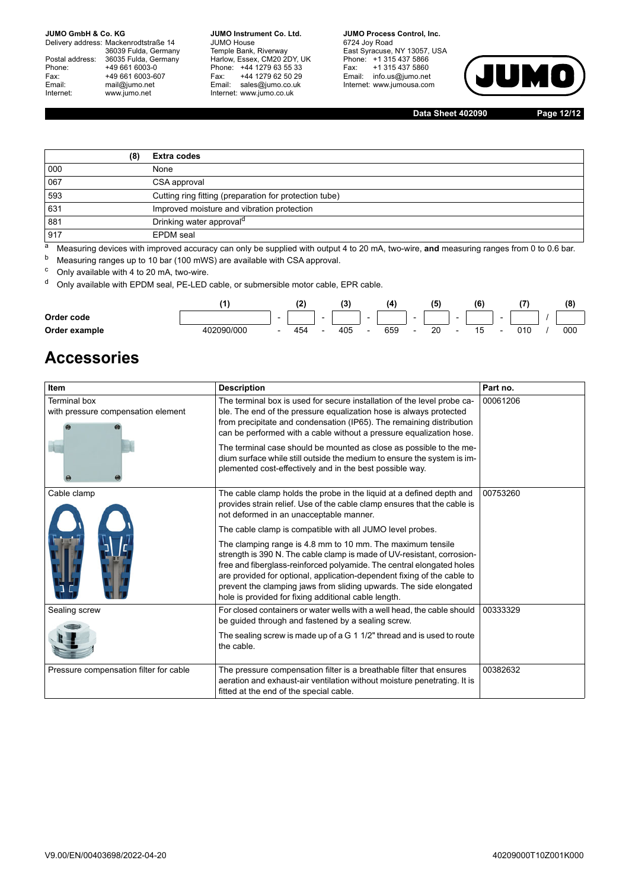| (8) | Extra codes |
| --- | --- |
| 000 | None |
| 067 | CSA approval |
| 593 | Cutting ring fitting (preparation for protection tube) |
| 631 | Improved moisture and vibration protection |
| 881 | Drinking water approval[d] |
| 917 | EPDM seal |

[a] Measuring devices with improved accuracy can only be supplied with output 4 to 20 mA, two-wire, **and** measuring ranges from 0 to 0.6 bar.
[b] Measuring ranges up to 10 bar (100 mWS) are available with CSA approval.
[c] Only available with 4 to 20 mA, two-wire.
[d] Only available with EPDM seal, PE-LED cable, or submersible motor cable, EPR cable.

| | (1) | | (2) | | (3) | | (4) | | (5) | | (6) | | (7) | | (8) |
| --- | --- | --- | --- | --- | --- | --- | --- | --- | --- | --- | --- | --- | --- | --- | --- |
| **Order code** | | - | | - | | - | | - | | - | | - | | / | |
| **Order example** | 402090/000 | - | 454 | - | 405 | - | 659 | - | 20 | - | 15 | - | 010 | / | 000 |

# Accessories

| Item | Description | Part no. |
| --- | --- | --- |
| Terminal box with pressure compensation element | The terminal box is used for secure installation of the level probe cable. The end of the pressure equalization hose is always protected from precipitate and condensation (IP65). The remaining distribution can be performed with a cable without a pressure equalization hose. The terminal case should be mounted as close as possible to the medium surface while still outside the medium to ensure the system is implemented cost-effectively and in the best possible way. | 00061206 |
| Cable clamp | The cable clamp holds the probe in the liquid at a defined depth and provides strain relief. Use of the cable clamp ensures that the cable is not deformed in an unacceptable manner. The cable clamp is compatible with all JUMO level probes. The clamping range is 4.8 mm to 10 mm. The maximum tensile strength is 390 N. The cable clamp is made of UV-resistant, corrosion-free and fiberglass-reinforced polyamide. The central elongated holes are provided for optional, application-dependent fixing of the cable to prevent the clamping jaws from sliding upwards. The side elongated hole is provided for fixing additional cable length. | 00753260 |
| Sealing screw | For closed containers or water wells with a well head, the cable should be guided through and fastened by a sealing screw. The sealing screw is made up of a G 1 1/2" thread and is used to route the cable. | 00333329 |
| Pressure compensation filter for cable | The pressure compensation filter is a breathable filter that ensures aeration and exhaust-air ventilation without moisture penetrating. It is fitted at the end of the special cable. | 00382632 |

V9.00/EN/00403698/2022-04-20 40209000T10Z001K000